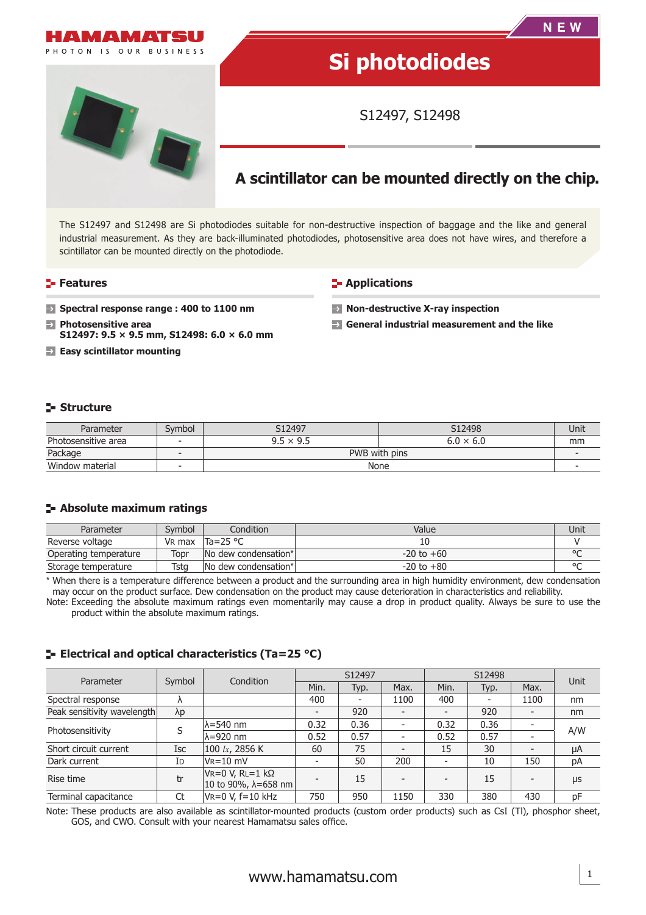HAMAMATSU

PHOTON IS OUR BUSINESS

NEW

# Si photodiodes

S12497, S12498

## A scintillator can be mounted directly on the chip.

The S12497 and S12498 are Si photodiodes suitable for non-destructive inspection of baggage and the like and general industrial measurement. As they are back-illuminated photodiodes, photosensitive area does not have wires, and therefore a scintillator can be mounted directly on the photodiode.

## Features

- **Spectral response range : 400 to 1100 nm**
- **Photosensitive area**
  **S12497: 9.5 × 9.5 mm, S12498: 6.0 × 6.0 mm**
- **Easy scintillator mounting**

## Applications

- **Non-destructive X-ray inspection**
- **General industrial measurement and the like**

## Structure

| Parameter | Symbol | S12497 | S12498 | Unit |
|---|---|---|---|---|
| Photosensitive area | - | 9.5 × 9.5 | 6.0 × 6.0 | mm |
| Package | - | PWB with pins | | - |
| Window material | - | None | | - |

## Absolute maximum ratings

| Parameter | Symbol | Condition | Value | Unit |
|---|---|---|---|---|
| Reverse voltage | $V_R$ max | Ta=25 °C | 10 | V |
| Operating temperature | Topr | No dew condensation* | -20 to +60 | °C |
| Storage temperature | Tstg | No dew condensation* | -20 to +80 | °C |

\* When there is a temperature difference between a product and the surrounding area in high humidity environment, dew condensation may occur on the product surface. Dew condensation on the product may cause deterioration in characteristics and reliability.

Note: Exceeding the absolute maximum ratings even momentarily may cause a drop in product quality. Always be sure to use the product within the absolute maximum ratings.

## Electrical and optical characteristics (Ta=25 °C)

| Parameter | Symbol | Condition | S12497 | | | S12498 | | | Unit |
|---|---|---|---|---|---|---|---|---|---|
| | | | Min. | Typ. | Max. | Min. | Typ. | Max. | |
| Spectral response | λ | | 400 | - | 1100 | 400 | - | 1100 | nm |
| Peak sensitivity wavelength | λp | | - | 920 | - | - | 920 | - | nm |
| Photosensitivity | S | λ=540 nm | 0.32 | 0.36 | - | 0.32 | 0.36 | - | A/W |
| | | λ=920 nm | 0.52 | 0.57 | - | 0.52 | 0.57 | - | |
| Short circuit current | Isc | 100 *lx*, 2856 K | 60 | 75 | - | 15 | 30 | - | μA |
| Dark current | $I_D$ | $V_R$=10 mV | - | 50 | 200 | - | 10 | 150 | pA |
| Rise time | tr | $V_R$=0 V, $R_L$=1 kΩ<br>10 to 90%, λ=658 nm | - | 15 | - | - | 15 | - | μs |
| Terminal capacitance | Ct | $V_R$=0 V, f=10 kHz | 750 | 950 | 1150 | 330 | 380 | 430 | pF |

Note: These products are also available as scintillator-mounted products (custom order products) such as CsI (Tl), phosphor sheet, GOS, and CWO. Consult with your nearest Hamamatsu sales office.

www.hamamatsu.com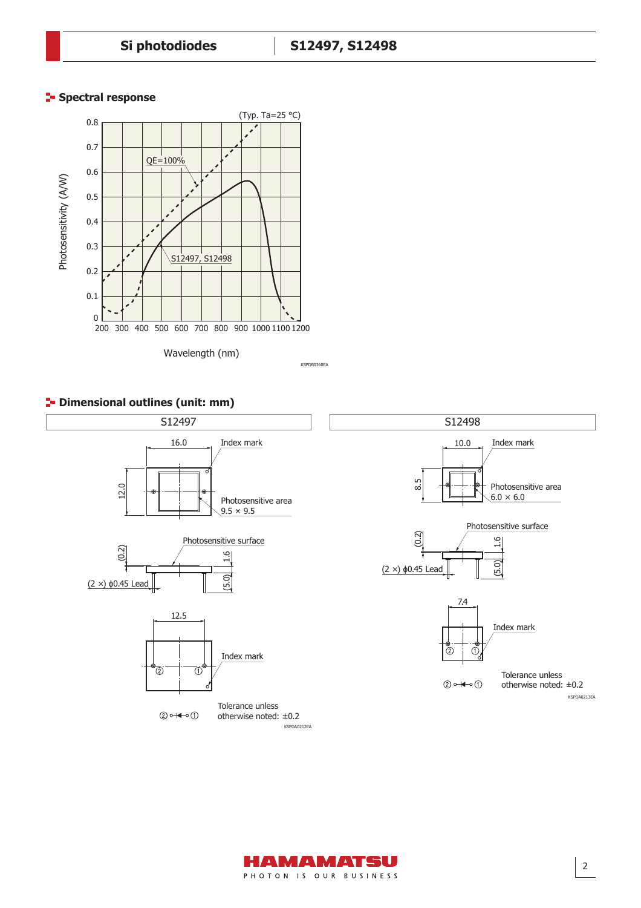## Spectral response

(Typ. Ta=25 °C)

Photosensitivity (A/W)

QE=100%

S12497, S12498

Wavelength (nm)

KSPDB0360EA

## Dimensional outlines (unit: mm)

### S12497

16.0

Index mark

12.0

Photosensitive area
9.5 × 9.5

Photosensitive surface

(0.2)

1.6

(2 ×) ϕ0.45 Lead

(5.0)

12.5

Index mark

② ○—▶|—○ ①

Tolerance unless otherwise noted: ±0.2

KSPDA0212EA

### S12498

10.0

Index mark

8.5

Photosensitive area
6.0 × 6.0

Photosensitive surface

(0.2)

1.6

(2 ×) ϕ0.45 Lead

(5.0)

7.4

Index mark

② ○—▶|—○ ①

Tolerance unless otherwise noted: ±0.2

KSPDA0213EA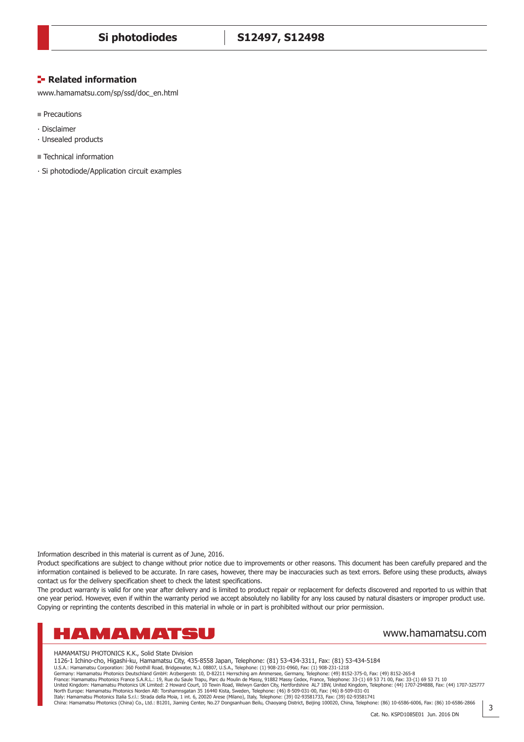## Related information

www.hamamatsu.com/sp/ssd/doc_en.html

- Precautions
  - · Disclaimer
  - · Unsealed products
- Technical information
  - · Si photodiode/Application circuit examples

Information described in this material is current as of June, 2016.

Product specifications are subject to change without prior notice due to improvements or other reasons. This document has been carefully prepared and the information contained is believed to be accurate. In rare cases, however, there may be inaccuracies such as text errors. Before using these products, always contact us for the delivery specification sheet to check the latest specifications.

The product warranty is valid for one year after delivery and is limited to product repair or replacement for defects discovered and reported to us within that one year period. However, even if within the warranty period we accept absolutely no liability for any loss caused by natural disasters or improper product use.

Copying or reprinting the contents described in this material in whole or in part is prohibited without our prior permission.

**HAMAMATSU**

www.hamamatsu.com

HAMAMATSU PHOTONICS K.K., Solid State Division
1126-1 Ichino-cho, Higashi-ku, Hamamatsu City, 435-8558 Japan, Telephone: (81) 53-434-3311, Fax: (81) 53-434-5184
U.S.A.: Hamamatsu Corporation: 360 Foothill Road, Bridgewater, N.J. 08807, U.S.A., Telephone: (1) 908-231-0960, Fax: (1) 908-231-1218
Germany: Hamamatsu Photonics Deutschland GmbH: Arzbergerstr. 10, D-82211 Herrsching am Ammersee, Germany, Telephone: (49) 8152-375-0, Fax: (49) 8152-265-8
France: Hamamatsu Photonics France S.A.R.L.: 19, Rue du Saule Trapu, Parc du Moulin de Massy, 91882 Massy Cedex, France, Telephone: 33-(1) 69 53 71 00, Fax: 33-(1) 69 53 71 10
United Kingdom: Hamamatsu Photonics UK Limited: 2 Howard Court, 10 Tewin Road, Welwyn Garden City, Hertfordshire AL7 1BW, United Kingdom, Telephone: (44) 1707-294888, Fax: (44) 1707-325777
North Europe: Hamamatsu Photonics Norden AB: Torshamnsgatan 35 16440 Kista, Sweden, Telephone: (46) 8-509-031-00, Fax: (46) 8-509-031-01
Italy: Hamamatsu Photonics Italia S.r.l.: Strada della Moia, 1 int. 6, 20020 Arese (Milano), Italy, Telephone: (39) 02-93581733, Fax: (39) 02-93581741
China: Hamamatsu Photonics (China) Co., Ltd.: B1201, Jiaming Center, No.27 Dongsanhuan Beilu, Chaoyang District, Beijing 100020, China, Telephone: (86) 10-6586-6006, Fax: (86) 10-6586-2866

Cat. No. KSPD1085E01 Jun. 2016 DN